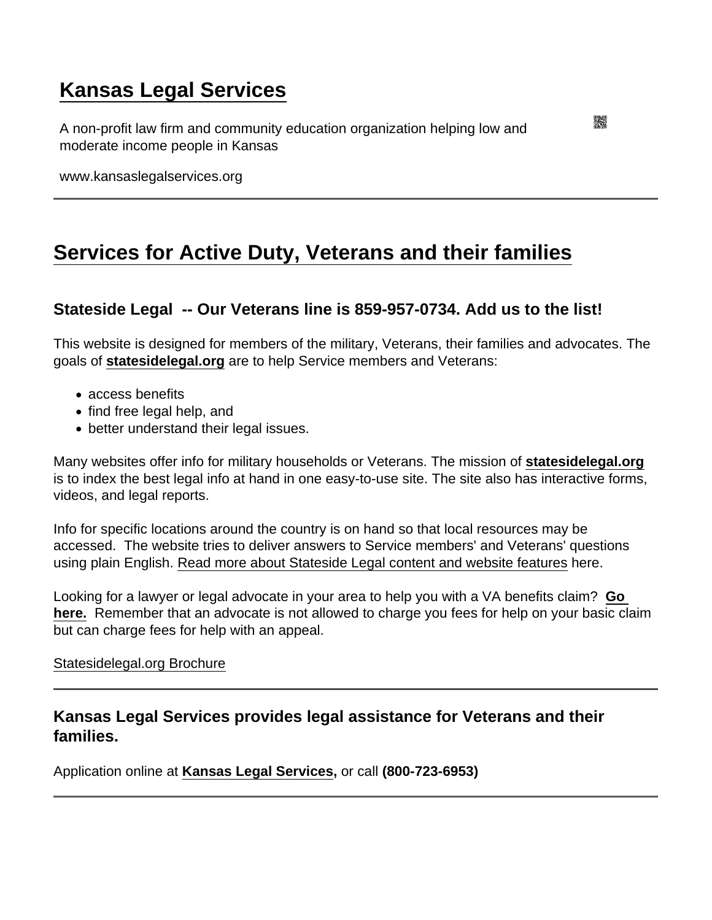# Kansas Legal Services

A non-profit law firm and community education organization helping low and moderate income people in Kansas

www.kansaslegalservices.org

---

## Services for Active Duty, Veterans and their families

### Stateside Legal -- Our Veterans line is 859-957-0734. Add us to the list!

This website is designed for members of the military, Veterans, their families and advocates. The goals of **statesidelegal.org** are to help Service members and Veterans:

- access benefits
- find free legal help, and
- better understand their legal issues.

Many websites offer info for military households or Veterans. The mission of **statesidelegal.org** is to index the best legal info at hand in one easy-to-use site. The site also has interactive forms, videos, and legal reports.

Info for specific locations around the country is on hand so that local resources may be accessed. The website tries to deliver answers to Service members' and Veterans' questions using plain English. Read more about Stateside Legal content and website features here.

Looking for a lawyer or legal advocate in your area to help you with a VA benefits claim? **Go here.** Remember that an advocate is not allowed to charge you fees for help on your basic claim but can charge fees for help with an appeal.

Statesidelegal.org Brochure

---

### Kansas Legal Services provides legal assistance for Veterans and their families.

Application online at **Kansas Legal Services**, or call **(800-723-6953)**

---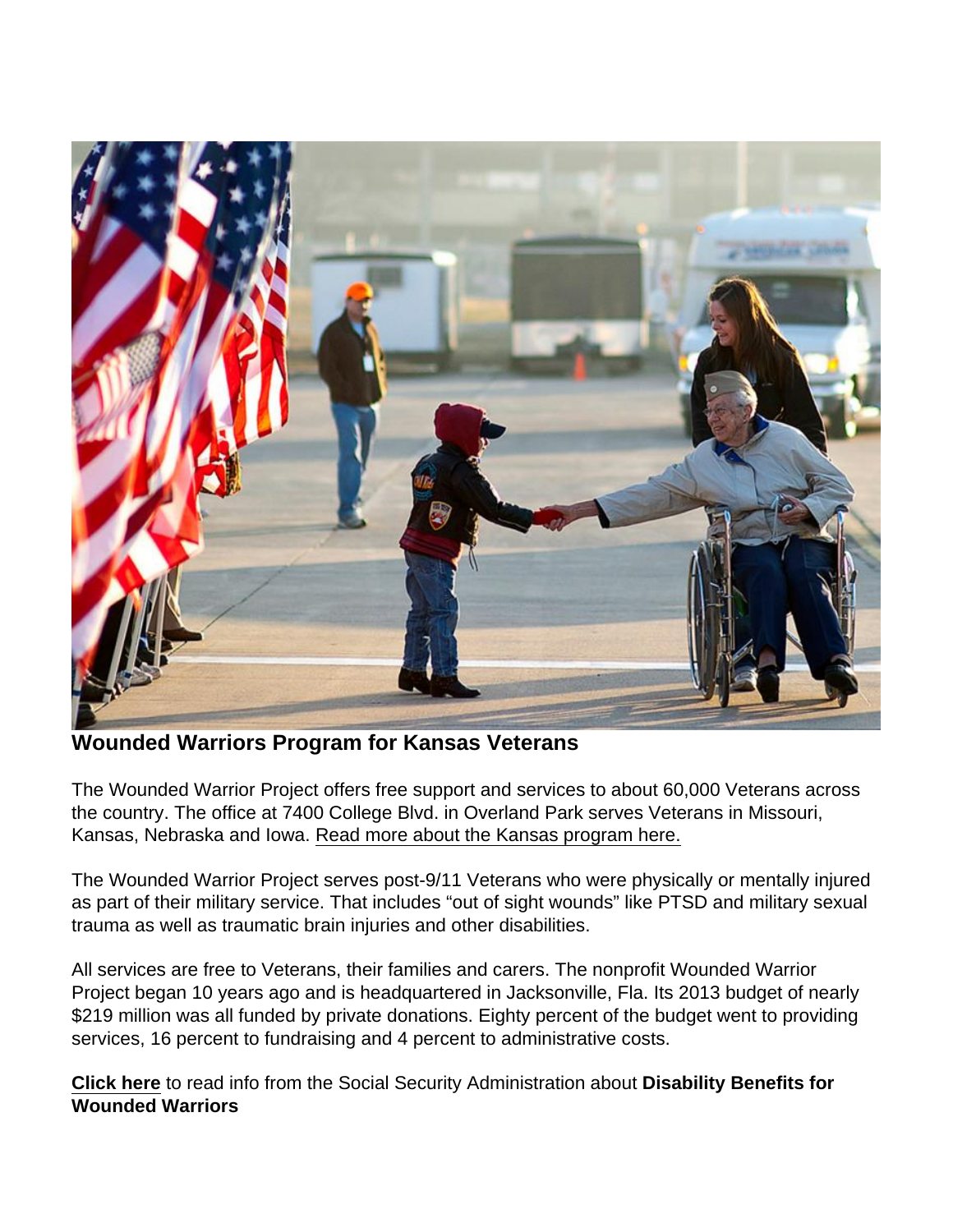## Wounded Warriors Program for Kansas Veterans

The Wounded Warrior Project offers free support and services to about 60,000 Veterans across the country. The office at 7400 College Blvd. in Overland Park serves Veterans in Missouri, Kansas, Nebraska and Iowa. Read more about the Kansas program here.

The Wounded Warrior Project serves post-9/11 Veterans who were physically or mentally injured as part of their military service. That includes "out of sight wounds" like PTSD and military sexual trauma as well as traumatic brain injuries and other disabilities.

All services are free to Veterans, their families and carers. The nonprofit Wounded Warrior Project began 10 years ago and is headquartered in Jacksonville, Fla. Its 2013 budget of nearly $219 million was all funded by private donations. Eighty percent of the budget went to providing services, 16 percent to fundraising and 4 percent to administrative costs.

**Click here** to read info from the Social Security Administration about **Disability Benefits for Wounded Warriors**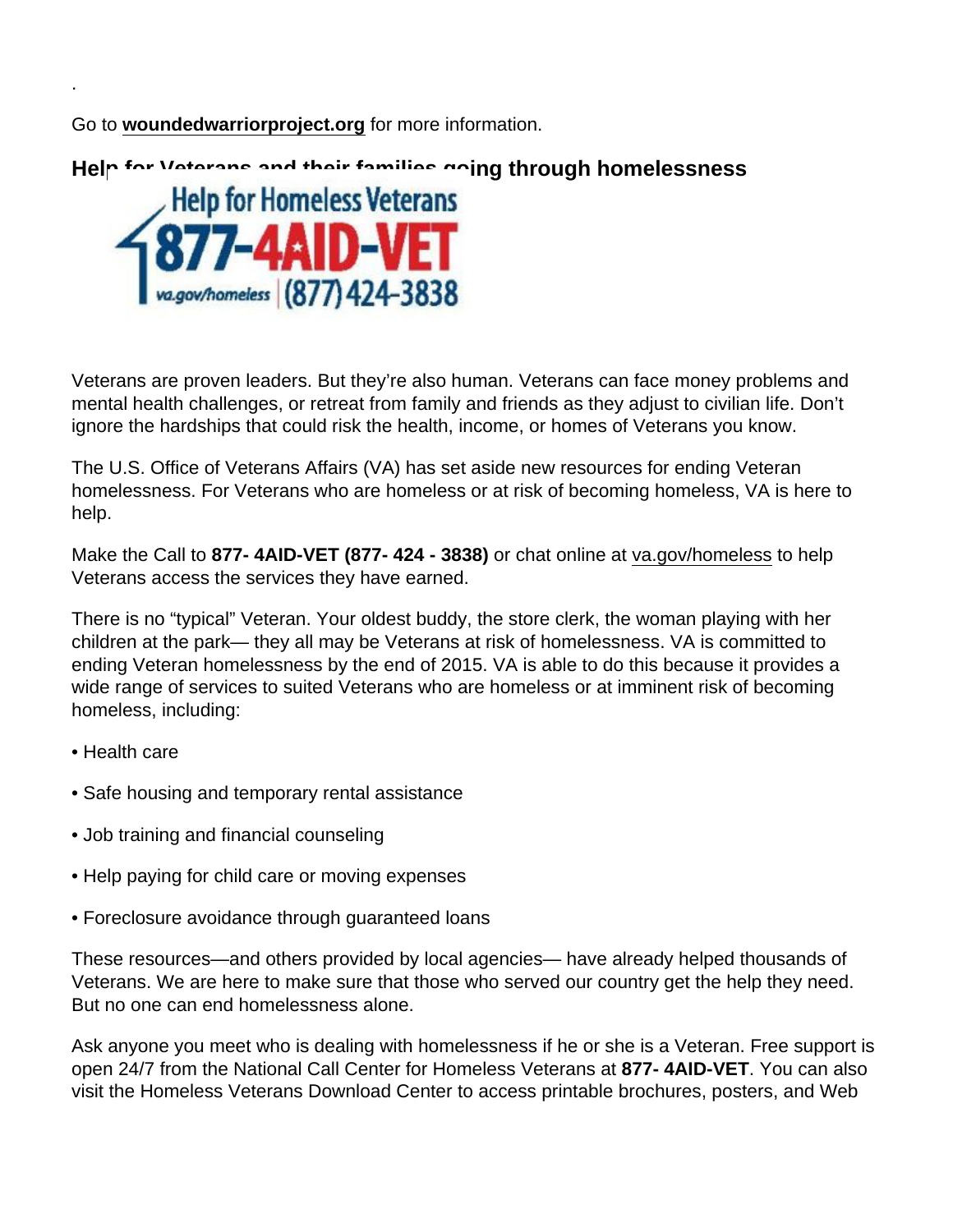.

Go to **woundedwarriorproject.org** for more information.

## Help for Veterans and their families going through homelessness

Veterans are proven leaders. But they're also human. Veterans can face money problems and mental health challenges, or retreat from family and friends as they adjust to civilian life. Don't ignore the hardships that could risk the health, income, or homes of Veterans you know.

The U.S. Office of Veterans Affairs (VA) has set aside new resources for ending Veteran homelessness. For Veterans who are homeless or at risk of becoming homeless, VA is here to help.

Make the Call to **877- 4AID-VET (877- 424 - 3838)** or chat online at va.gov/homeless to help Veterans access the services they have earned.

There is no "typical" Veteran. Your oldest buddy, the store clerk, the woman playing with her children at the park— they all may be Veterans at risk of homelessness. VA is committed to ending Veteran homelessness by the end of 2015. VA is able to do this because it provides a wide range of services to suited Veterans who are homeless or at imminent risk of becoming homeless, including:

• Health care

• Safe housing and temporary rental assistance

• Job training and financial counseling

• Help paying for child care or moving expenses

• Foreclosure avoidance through guaranteed loans

These resources—and others provided by local agencies— have already helped thousands of Veterans. We are here to make sure that those who served our country get the help they need. But no one can end homelessness alone.

Ask anyone you meet who is dealing with homelessness if he or she is a Veteran. Free support is open 24/7 from the National Call Center for Homeless Veterans at **877- 4AID-VET**. You can also visit the Homeless Veterans Download Center to access printable brochures, posters, and Web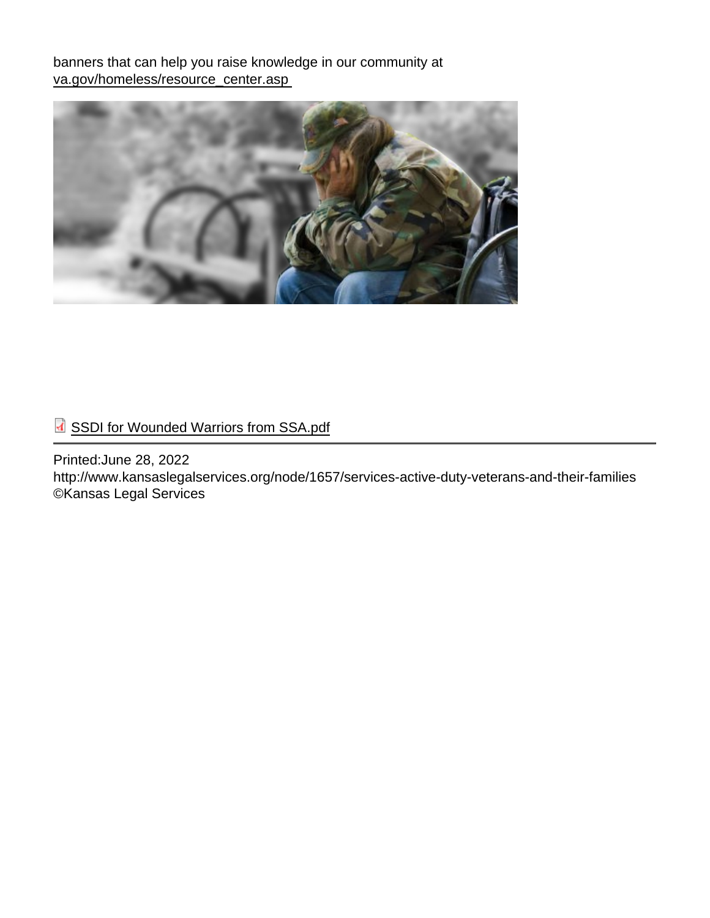banners that can help you raise knowledge in our community at [va.gov/homeless/resource_center.asp](va.gov/homeless/resource_center.asp)

[SSDI for Wounded Warriors from SSA.pdf]

---

Printed:June 28, 2022
http://www.kansaslegalservices.org/node/1657/services-active-duty-veterans-and-their-families
©Kansas Legal Services